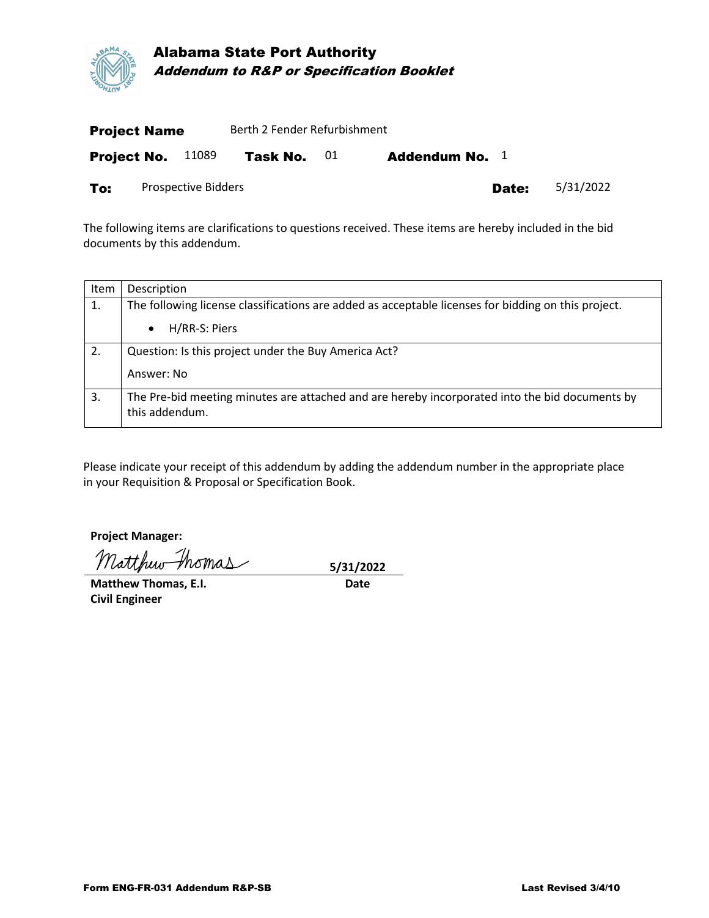# Alabama State Port Authority

## *Addendum to R&P or Specification Booklet*

**Project Name** Berth 2 Fender Refurbishment

**Project No.** 11089 **Task No.** 01 **Addendum No.** 1

**To:** Prospective Bidders **Date:** 5/31/2022

The following items are clarifications to questions received. These items are hereby included in the bid documents by this addendum.

| Item | Description |
|---|---|
| 1. | The following license classifications are added as acceptable licenses for bidding on this project.<br>• H/RR-S: Piers |
| 2. | Question: Is this project under the Buy America Act?<br>Answer: No |
| 3. | The Pre-bid meeting minutes are attached and are hereby incorporated into the bid documents by this addendum. |

Please indicate your receipt of this addendum by adding the addendum number in the appropriate place in your Requisition & Proposal or Specification Book.

**Project Manager:**

Matthew Thomas

**Matthew Thomas, E.I.**
**Civil Engineer**

**5/31/2022**
**Date**

**Form ENG-FR-031 Addendum R&P-SB** **Last Revised 3/4/10**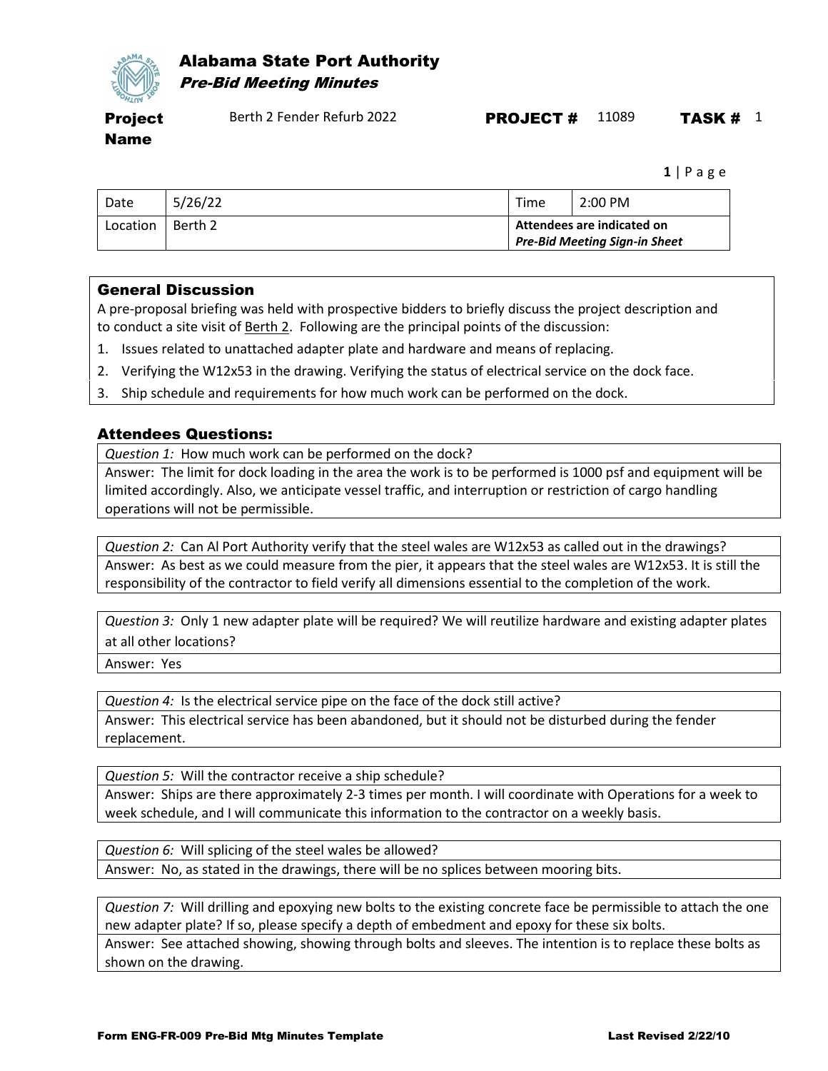# Alabama State Port Authority
## *Pre-Bid Meeting Minutes*

| **Project Name** | Berth 2 Fender Refurb 2022 | **PROJECT #** | 11089 | **TASK #** | 1 |
|---|---|---|---|---|---|

| Date | 5/26/22 | Time | 2:00 PM |
|---|---|---|---|
| Location | Berth 2 | ***Attendees are indicated on Pre-Bid Meeting Sign-in Sheet*** | |

### General Discussion

A pre-proposal briefing was held with prospective bidders to briefly discuss the project description and to conduct a site visit of Berth 2. Following are the principal points of the discussion:

1. Issues related to unattached adapter plate and hardware and means of replacing.
2. Verifying the W12x53 in the drawing. Verifying the status of electrical service on the dock face.
3. Ship schedule and requirements for how much work can be performed on the dock.

### Attendees Questions:

| *Question 1:* How much work can be performed on the dock? |
|---|
| Answer: The limit for dock loading in the area the work is to be performed is 1000 psf and equipment will be limited accordingly. Also, we anticipate vessel traffic, and interruption or restriction of cargo handling operations will not be permissible. |

| *Question 2:* Can Al Port Authority verify that the steel wales are W12x53 as called out in the drawings? |
|---|
| Answer: As best as we could measure from the pier, it appears that the steel wales are W12x53. It is still the responsibility of the contractor to field verify all dimensions essential to the completion of the work. |

| *Question 3:* Only 1 new adapter plate will be required? We will reutilize hardware and existing adapter plates at all other locations? |
|---|
| Answer: Yes |

| *Question 4:* Is the electrical service pipe on the face of the dock still active? |
|---|
| Answer: This electrical service has been abandoned, but it should not be disturbed during the fender replacement. |

| *Question 5:* Will the contractor receive a ship schedule? |
|---|
| Answer: Ships are there approximately 2-3 times per month. I will coordinate with Operations for a week to week schedule, and I will communicate this information to the contractor on a weekly basis. |

| *Question 6:* Will splicing of the steel wales be allowed? |
|---|
| Answer: No, as stated in the drawings, there will be no splices between mooring bits. |

| *Question 7:* Will drilling and epoxying new bolts to the existing concrete face be permissible to attach the one new adapter plate? If so, please specify a depth of embedment and epoxy for these six bolts. |
|---|
| Answer: See attached showing, showing through bolts and sleeves. The intention is to replace these bolts as shown on the drawing. |

**Form ENG-FR-009 Pre-Bid Mtg Minutes Template** **Last Revised 2/22/10**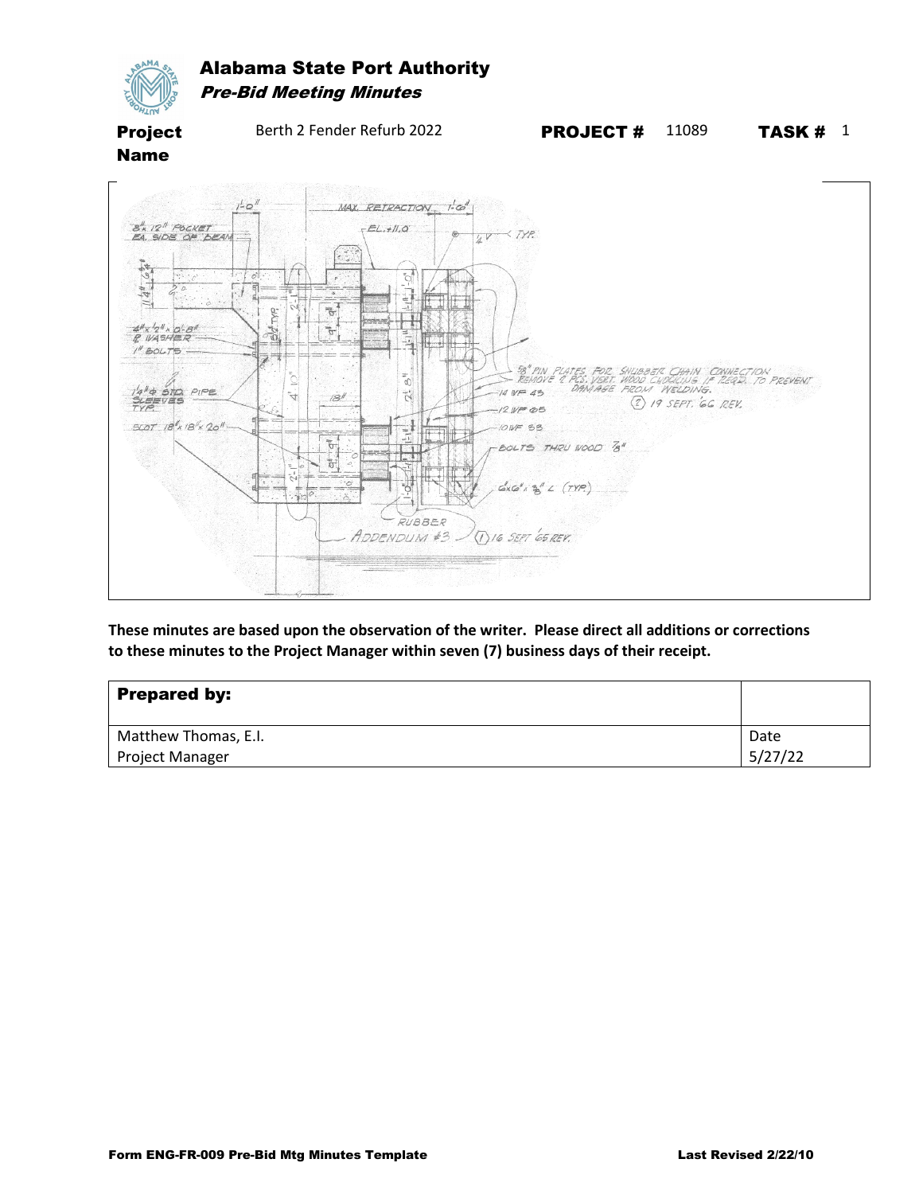**Alabama State Port Authority**
***Pre-Bid Meeting Minutes***

| | | | | | |
|---|---|---|---|---|---|
| **Project Name** | Berth 2 Fender Refurb 2022 | **PROJECT #** | 11089 | **TASK #** | 1 |

1'-0"
MAX. RETRACTION 1'-6"
8" x 12" POCKET EA. SIDE OF BEAM
EL. +11.0'
1/4 V TYP.
4" x 1/2" x 0'-8" PL WASHER
1" BOLTS
5/8" PIN PLATES FOR SNUBBER CHAIN CONNECTION REMOVE 2 PCS. VERT. WOOD CHOCKING IF REQ'D. TO PREVENT DAMAGE FROM WELDING.
14 WF 43
(2) 19 SEPT. '66 REV.
1 1/4" ϕ STD. PIPE SLEEVES TYP.
12 WF 65
SLOT 18" x 18" x 20"
10 WF 33
BOLTS THRU WOOD 7/8"
6"x6"x 3/8" ∠ (TYP.)
RUBBER
ADDENDUM #3
(1) 16 SEPT '65 REV.
18"
4'-10"
2'-8"

**These minutes are based upon the observation of the writer. Please direct all additions or corrections to these minutes to the Project Manager within seven (7) business days of their receipt.**

| **Prepared by:** | |
|---|---|
| Matthew Thomas, E.I.<br>Project Manager | Date<br>5/27/22 |

**Form ENG-FR-009 Pre-Bid Mtg Minutes Template** **Last Revised 2/22/10**